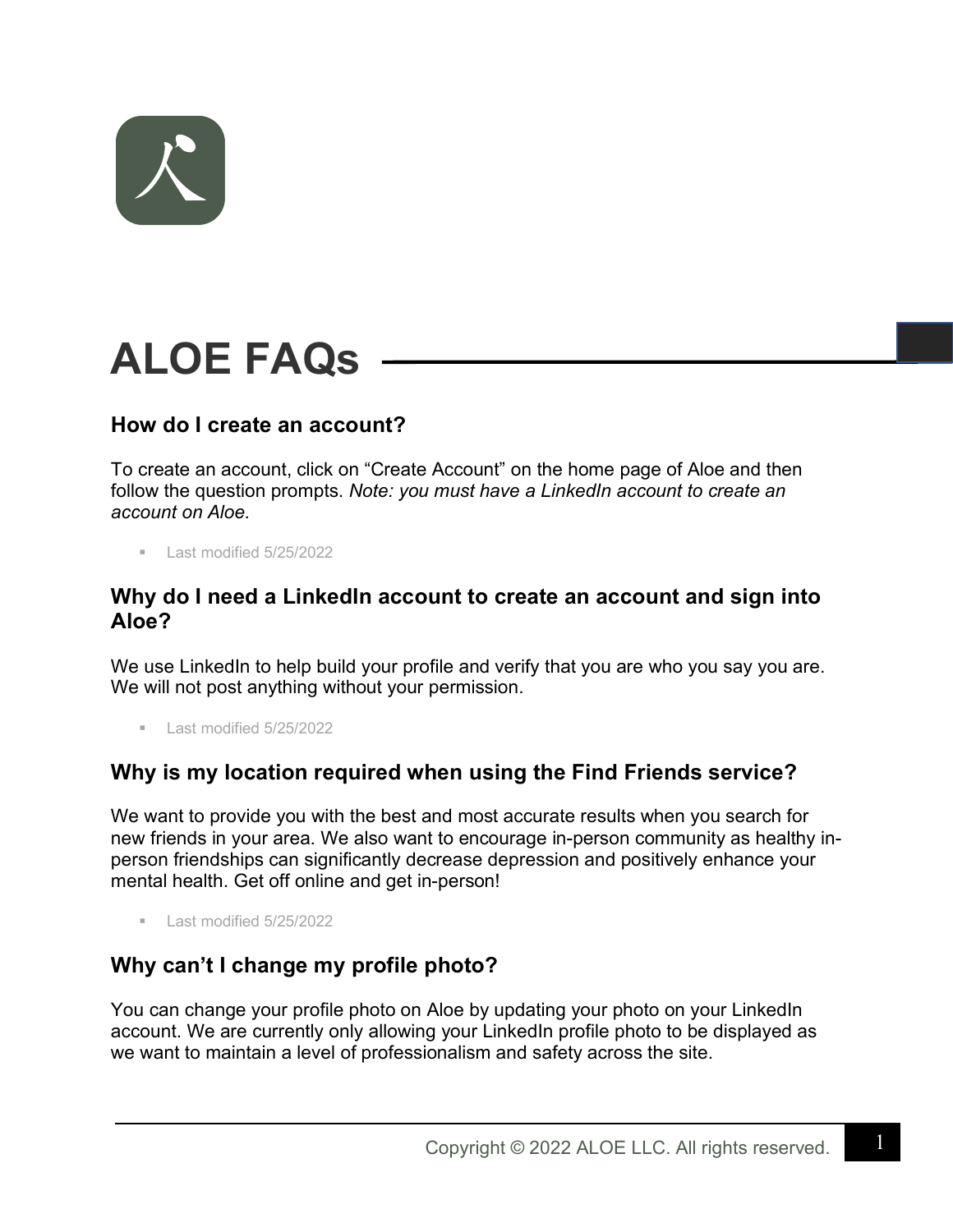# ALOE FAQs

## How do I create an account?

To create an account, click on "Create Account" on the home page of Aloe and then follow the question prompts. *Note: you must have a LinkedIn account to create an account on Aloe.*

- Last modified 5/25/2022

## Why do I need a LinkedIn account to create an account and sign into Aloe?

We use LinkedIn to help build your profile and verify that you are who you say you are. We will not post anything without your permission.

- Last modified 5/25/2022

## Why is my location required when using the Find Friends service?

We want to provide you with the best and most accurate results when you search for new friends in your area. We also want to encourage in-person community as healthy in-person friendships can significantly decrease depression and positively enhance your mental health. Get off online and get in-person!

- Last modified 5/25/2022

## Why can't I change my profile photo?

You can change your profile photo on Aloe by updating your photo on your LinkedIn account. We are currently only allowing your LinkedIn profile photo to be displayed as we want to maintain a level of professionalism and safety across the site.

Copyright © 2022 ALOE LLC. All rights reserved.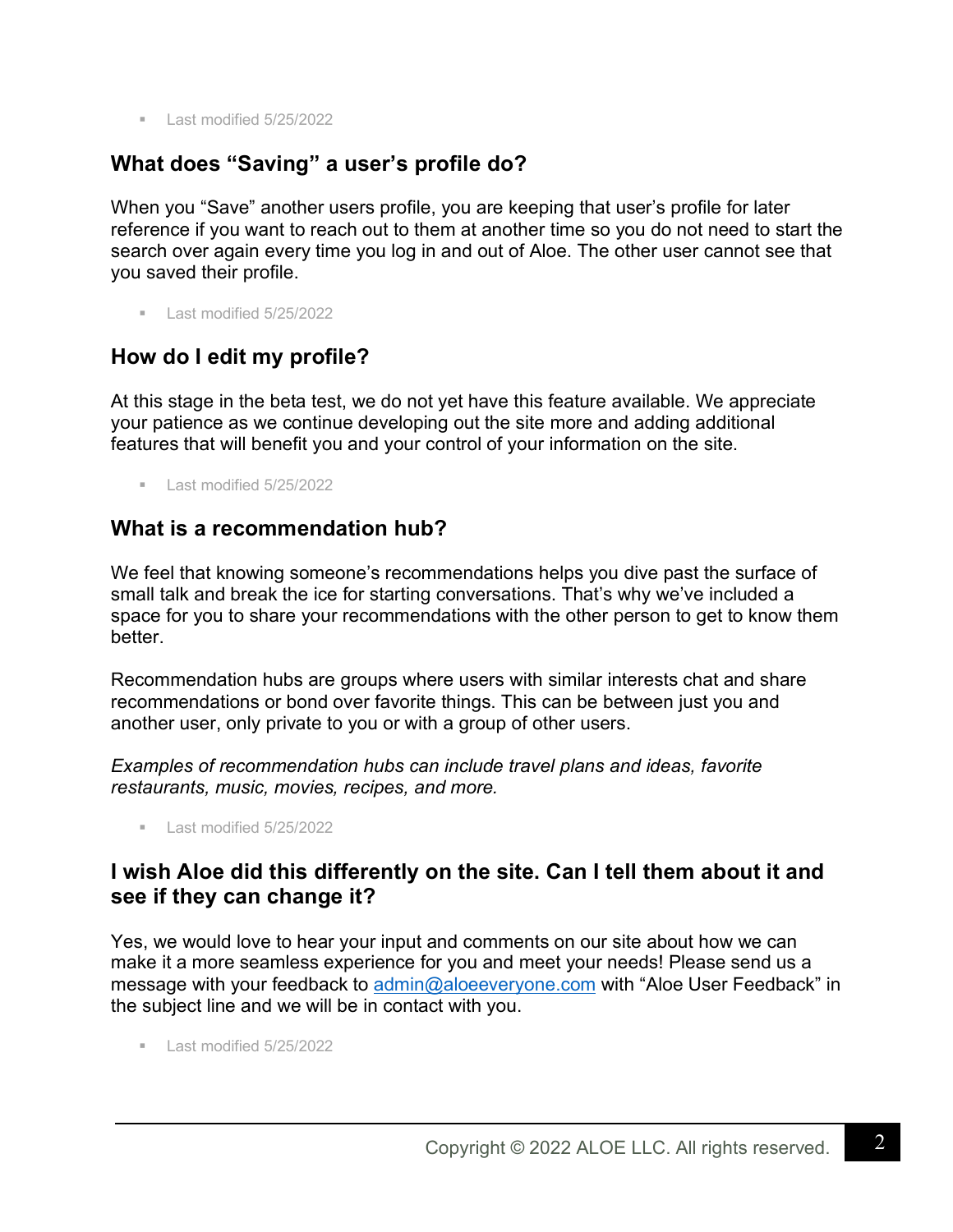- Last modified 5/25/2022

## What does "Saving" a user's profile do?

When you "Save" another users profile, you are keeping that user's profile for later reference if you want to reach out to them at another time so you do not need to start the search over again every time you log in and out of Aloe. The other user cannot see that you saved their profile.

- Last modified 5/25/2022

## How do I edit my profile?

At this stage in the beta test, we do not yet have this feature available. We appreciate your patience as we continue developing out the site more and adding additional features that will benefit you and your control of your information on the site.

- Last modified 5/25/2022

## What is a recommendation hub?

We feel that knowing someone's recommendations helps you dive past the surface of small talk and break the ice for starting conversations. That's why we've included a space for you to share your recommendations with the other person to get to know them better.

Recommendation hubs are groups where users with similar interests chat and share recommendations or bond over favorite things. This can be between just you and another user, only private to you or with a group of other users.

*Examples of recommendation hubs can include travel plans and ideas, favorite restaurants, music, movies, recipes, and more.*

- Last modified 5/25/2022

## I wish Aloe did this differently on the site. Can I tell them about it and see if they can change it?

Yes, we would love to hear your input and comments on our site about how we can make it a more seamless experience for you and meet your needs! Please send us a message with your feedback to [admin@aloeeveryone.com](mailto:admin@aloeeveryone.com) with "Aloe User Feedback" in the subject line and we will be in contact with you.

- Last modified 5/25/2022

Copyright © 2022 ALOE LLC. All rights reserved.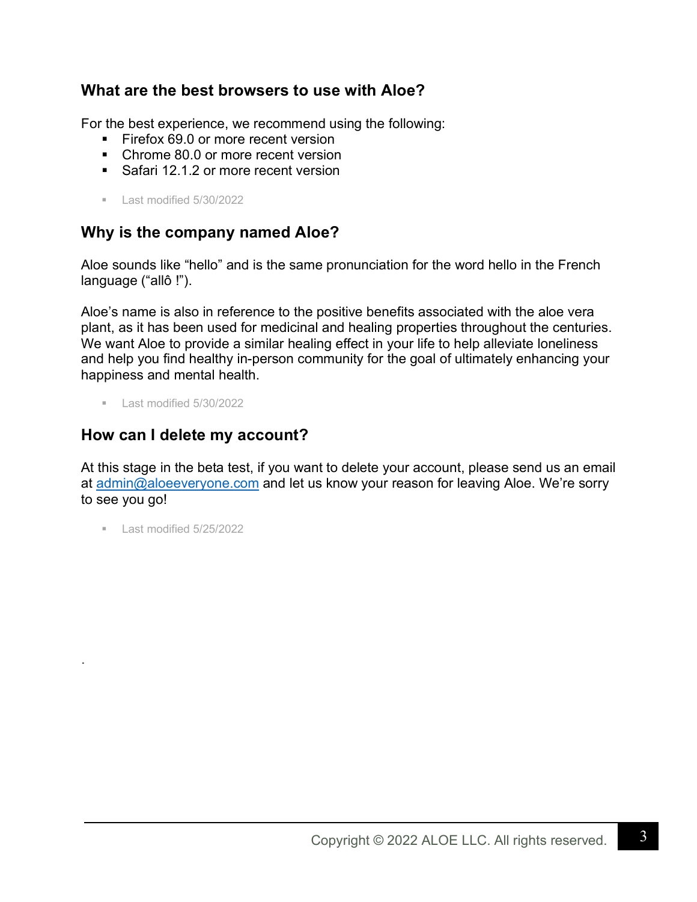## What are the best browsers to use with Aloe?

For the best experience, we recommend using the following:

- Firefox 69.0 or more recent version
- Chrome 80.0 or more recent version
- Safari 12.1.2 or more recent version

- Last modified 5/30/2022

## Why is the company named Aloe?

Aloe sounds like “hello” and is the same pronunciation for the word hello in the French language (“allô !”).

Aloe’s name is also in reference to the positive benefits associated with the aloe vera plant, as it has been used for medicinal and healing properties throughout the centuries. We want Aloe to provide a similar healing effect in your life to help alleviate loneliness and help you find healthy in-person community for the goal of ultimately enhancing your happiness and mental health.

- Last modified 5/30/2022

## How can I delete my account?

At this stage in the beta test, if you want to delete your account, please send us an email at [admin@aloeeveryone.com](mailto:admin@aloeeveryone.com) and let us know your reason for leaving Aloe. We’re sorry to see you go!

- Last modified 5/25/2022

.

Copyright © 2022 ALOE LLC. All rights reserved.